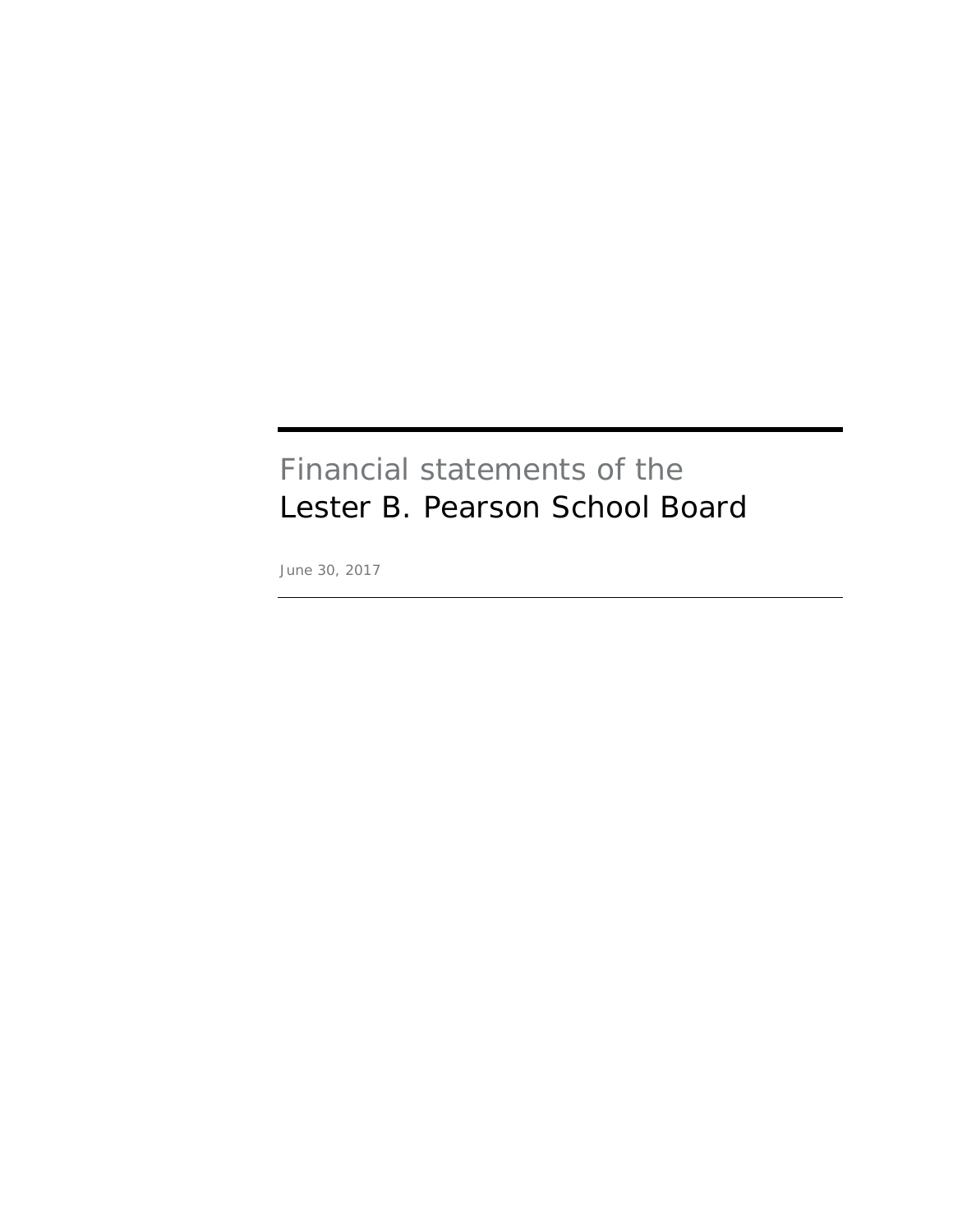# Financial statements of the
# Lester B. Pearson School Board

June 30, 2017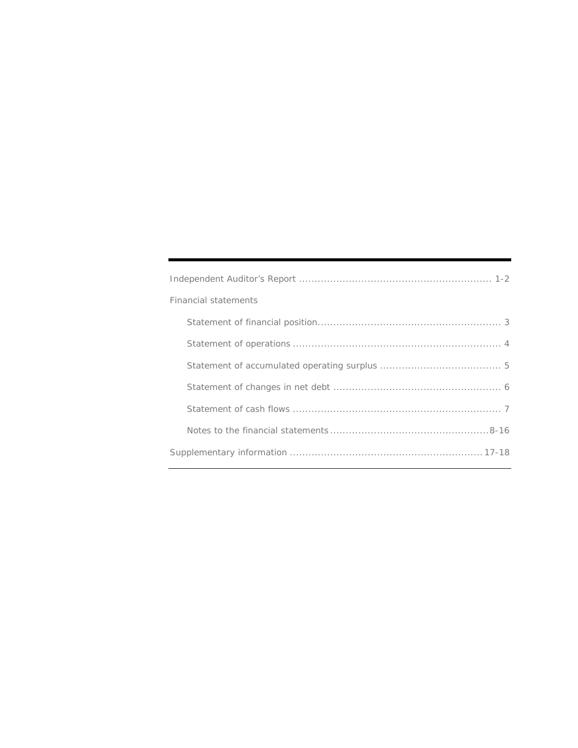| | |
|---|---|
| Independent Auditor's Report | 1-2 |
| Financial statements | |
| Statement of financial position | 3 |
| Statement of operations | 4 |
| Statement of accumulated operating surplus | 5 |
| Statement of changes in net debt | 6 |
| Statement of cash flows | 7 |
| Notes to the financial statements | 8-16 |
| Supplementary information | 17-18 |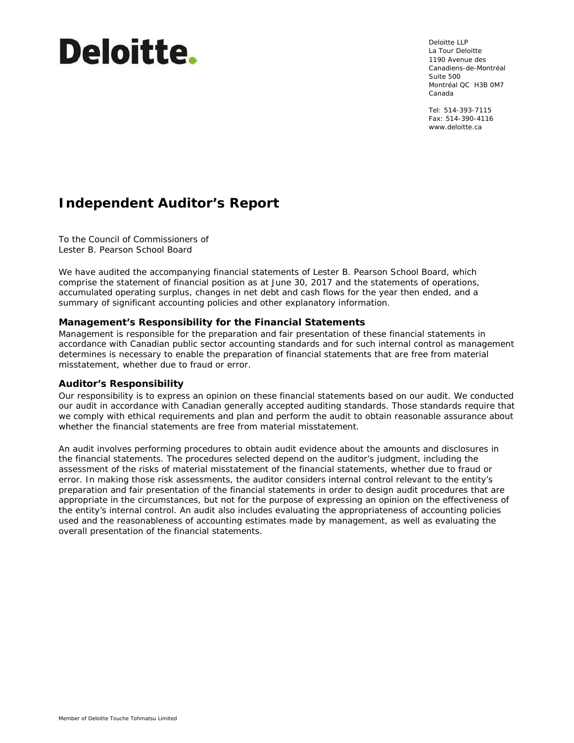# Deloitte.

Deloitte LLP
La Tour Deloitte
1190 Avenue des
Canadiens-de-Montréal
Suite 500
Montréal QC H3B 0M7
Canada

Tel: 514-393-7115
Fax: 514-390-4116
www.deloitte.ca

## Independent Auditor's Report

To the Council of Commissioners of
Lester B. Pearson School Board

We have audited the accompanying financial statements of Lester B. Pearson School Board, which comprise the statement of financial position as at June 30, 2017 and the statements of operations, accumulated operating surplus, changes in net debt and cash flows for the year then ended, and a summary of significant accounting policies and other explanatory information.

### Management's Responsibility for the Financial Statements

Management is responsible for the preparation and fair presentation of these financial statements in accordance with Canadian public sector accounting standards and for such internal control as management determines is necessary to enable the preparation of financial statements that are free from material misstatement, whether due to fraud or error.

### Auditor's Responsibility

Our responsibility is to express an opinion on these financial statements based on our audit. We conducted our audit in accordance with Canadian generally accepted auditing standards. Those standards require that we comply with ethical requirements and plan and perform the audit to obtain reasonable assurance about whether the financial statements are free from material misstatement.

An audit involves performing procedures to obtain audit evidence about the amounts and disclosures in the financial statements. The procedures selected depend on the auditor's judgment, including the assessment of the risks of material misstatement of the financial statements, whether due to fraud or error. In making those risk assessments, the auditor considers internal control relevant to the entity's preparation and fair presentation of the financial statements in order to design audit procedures that are appropriate in the circumstances, but not for the purpose of expressing an opinion on the effectiveness of the entity's internal control. An audit also includes evaluating the appropriateness of accounting policies used and the reasonableness of accounting estimates made by management, as well as evaluating the overall presentation of the financial statements.

Member of Deloitte Touche Tohmatsu Limited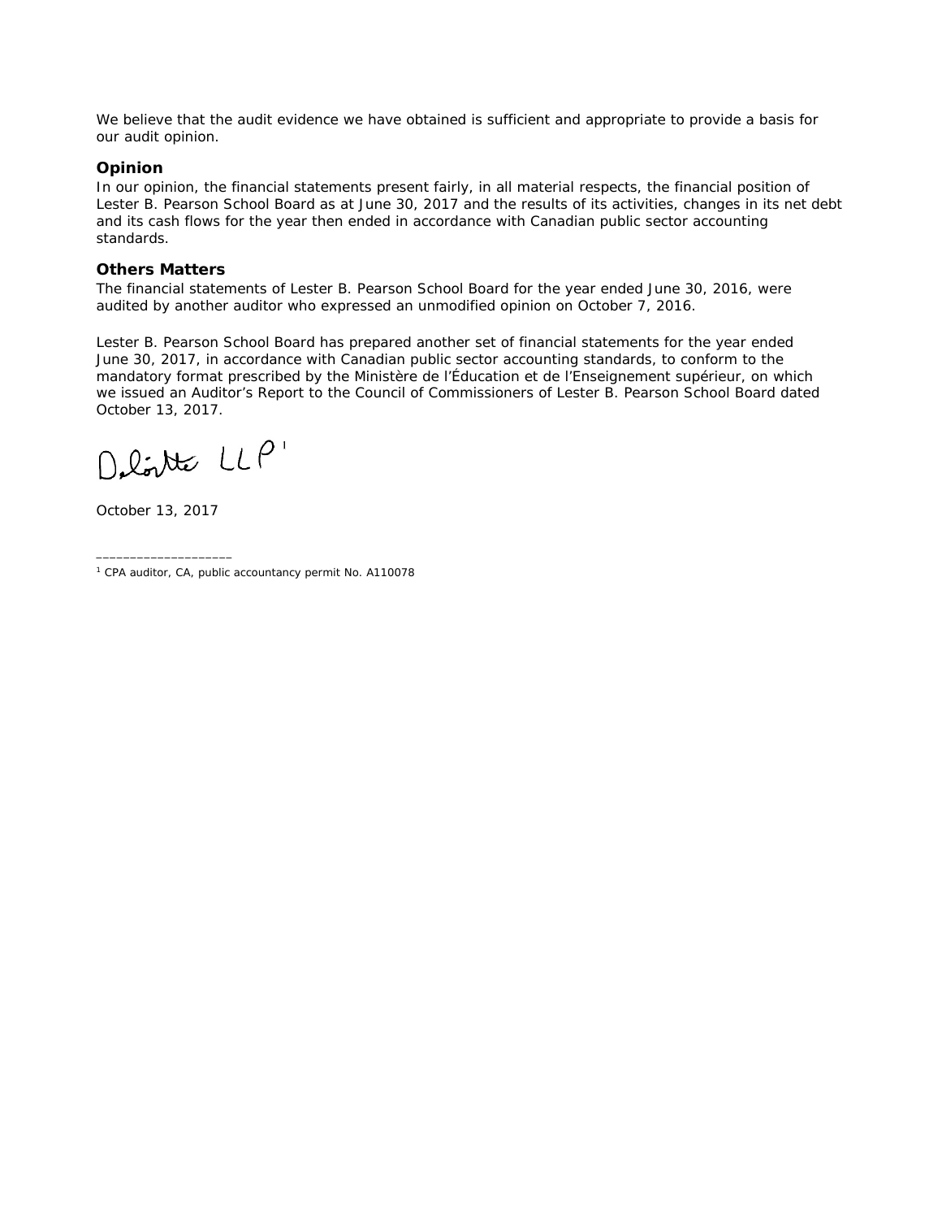We believe that the audit evidence we have obtained is sufficient and appropriate to provide a basis for our audit opinion.

### Opinion

In our opinion, the financial statements present fairly, in all material respects, the financial position of Lester B. Pearson School Board as at June 30, 2017 and the results of its activities, changes in its net debt and its cash flows for the year then ended in accordance with Canadian public sector accounting standards.

### Others Matters

The financial statements of Lester B. Pearson School Board for the year ended June 30, 2016, were audited by another auditor who expressed an unmodified opinion on October 7, 2016.

Lester B. Pearson School Board has prepared another set of financial statements for the year ended June 30, 2017, in accordance with Canadian public sector accounting standards, to conform to the mandatory format prescribed by the Ministère de l'Éducation et de l'Enseignement supérieur, on which we issued an Auditor's Report to the Council of Commissioners of Lester B. Pearson School Board dated October 13, 2017.

Deloitte LLP[1]

October 13, 2017

---

[1] CPA auditor, CA, public accountancy permit No. A110078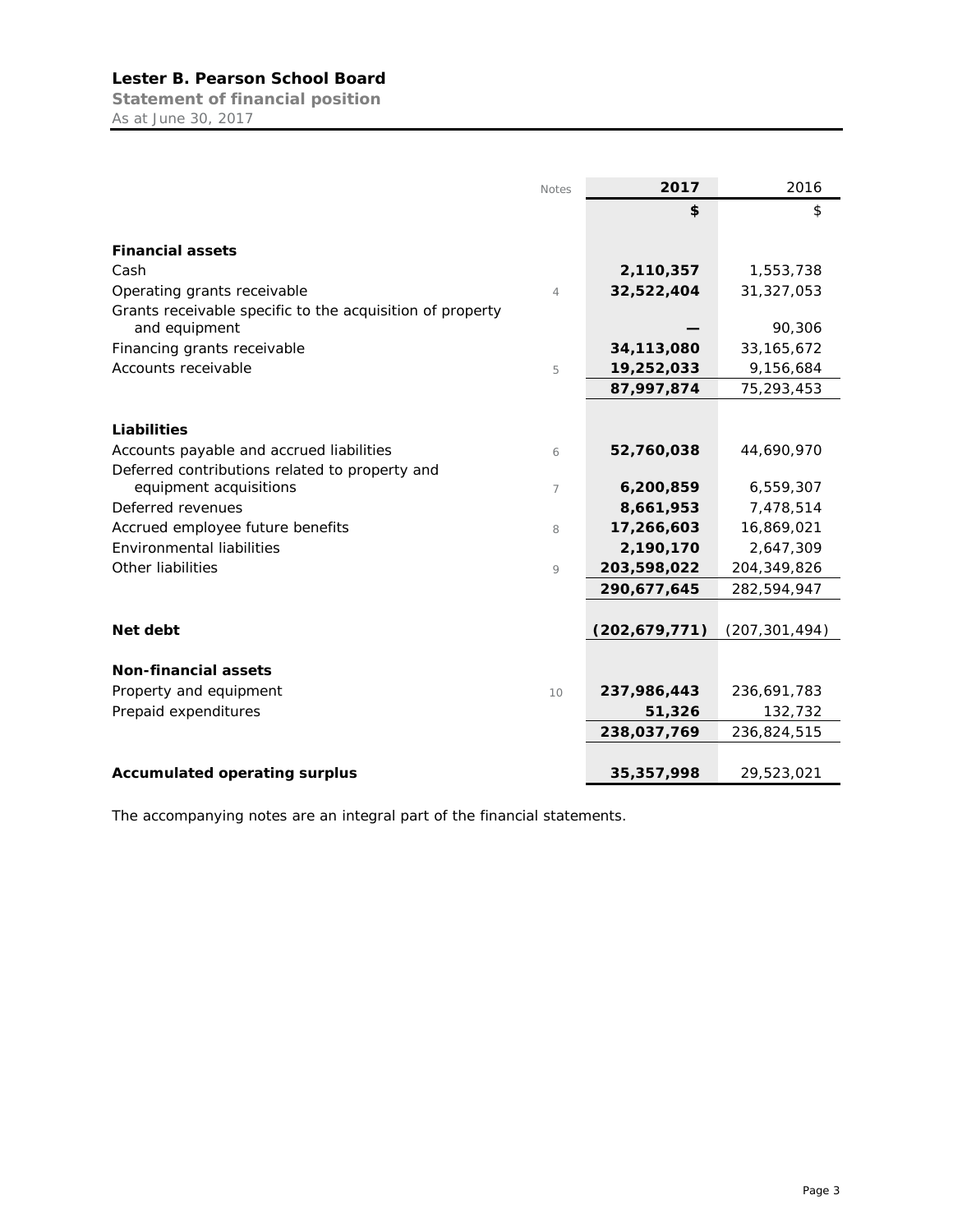# Lester B. Pearson School Board

**Statement of financial position**

As at June 30, 2017

| | Notes | 2017 | 2016 |
|---|---|---|---|
| | | **$** | $ |
| **Financial assets** | | | |
| Cash | | **2,110,357** | 1,553,738 |
| Operating grants receivable | 4 | **32,522,404** | 31,327,053 |
| Grants receivable specific to the acquisition of property and equipment | | **—** | 90,306 |
| Financing grants receivable | | **34,113,080** | 33,165,672 |
| Accounts receivable | 5 | **19,252,033** | 9,156,684 |
| | | **87,997,874** | 75,293,453 |
| **Liabilities** | | | |
| Accounts payable and accrued liabilities | 6 | **52,760,038** | 44,690,970 |
| Deferred contributions related to property and equipment acquisitions | 7 | **6,200,859** | 6,559,307 |
| Deferred revenues | | **8,661,953** | 7,478,514 |
| Accrued employee future benefits | 8 | **17,266,603** | 16,869,021 |
| Environmental liabilities | | **2,190,170** | 2,647,309 |
| Other liabilities | 9 | **203,598,022** | 204,349,826 |
| | | **290,677,645** | 282,594,947 |
| **Net debt** | | **(202,679,771)** | (207,301,494) |
| **Non-financial assets** | | | |
| Property and equipment | 10 | **237,986,443** | 236,691,783 |
| Prepaid expenditures | | **51,326** | 132,732 |
| | | **238,037,769** | 236,824,515 |
| **Accumulated operating surplus** | | **35,357,998** | 29,523,021 |

The accompanying notes are an integral part of the financial statements.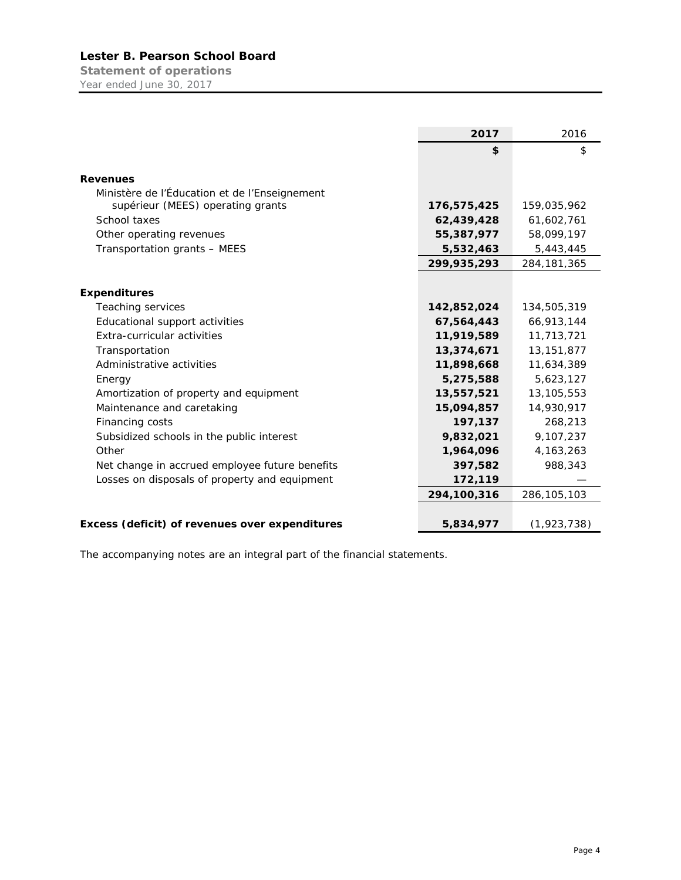# Lester B. Pearson School Board

**Statement of operations**

Year ended June 30, 2017

| | 2017 | 2016 |
|---|---|---|
| | $ | $ |
| **Revenues** | | |
| Ministère de l'Éducation et de l'Enseignement supérieur (MEES) operating grants | **176,575,425** | 159,035,962 |
| School taxes | **62,439,428** | 61,602,761 |
| Other operating revenues | **55,387,977** | 58,099,197 |
| Transportation grants – MEES | **5,532,463** | 5,443,445 |
| | **299,935,293** | 284,181,365 |
| **Expenditures** | | |
| Teaching services | **142,852,024** | 134,505,319 |
| Educational support activities | **67,564,443** | 66,913,144 |
| Extra-curricular activities | **11,919,589** | 11,713,721 |
| Transportation | **13,374,671** | 13,151,877 |
| Administrative activities | **11,898,668** | 11,634,389 |
| Energy | **5,275,588** | 5,623,127 |
| Amortization of property and equipment | **13,557,521** | 13,105,553 |
| Maintenance and caretaking | **15,094,857** | 14,930,917 |
| Financing costs | **197,137** | 268,213 |
| Subsidized schools in the public interest | **9,832,021** | 9,107,237 |
| Other | **1,964,096** | 4,163,263 |
| Net change in accrued employee future benefits | **397,582** | 988,343 |
| Losses on disposals of property and equipment | **172,119** | — |
| | **294,100,316** | 286,105,103 |
| **Excess (deficit) of revenues over expenditures** | **5,834,977** | (1,923,738) |

The accompanying notes are an integral part of the financial statements.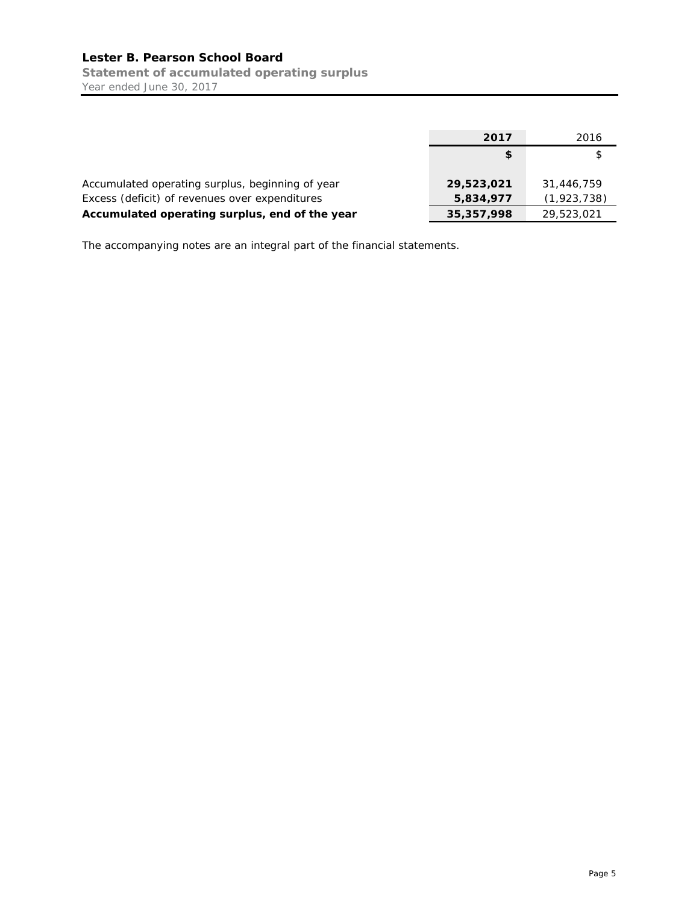**Lester B. Pearson School Board**

**Statement of accumulated operating surplus**

Year ended June 30, 2017

| | **2017** | 2016 |
|---|---|---|
| | **$** | $ |
| Accumulated operating surplus, beginning of year | **29,523,021** | 31,446,759 |
| Excess (deficit) of revenues over expenditures | **5,834,977** | (1,923,738) |
| **Accumulated operating surplus, end of the year** | **35,357,998** | 29,523,021 |

The accompanying notes are an integral part of the financial statements.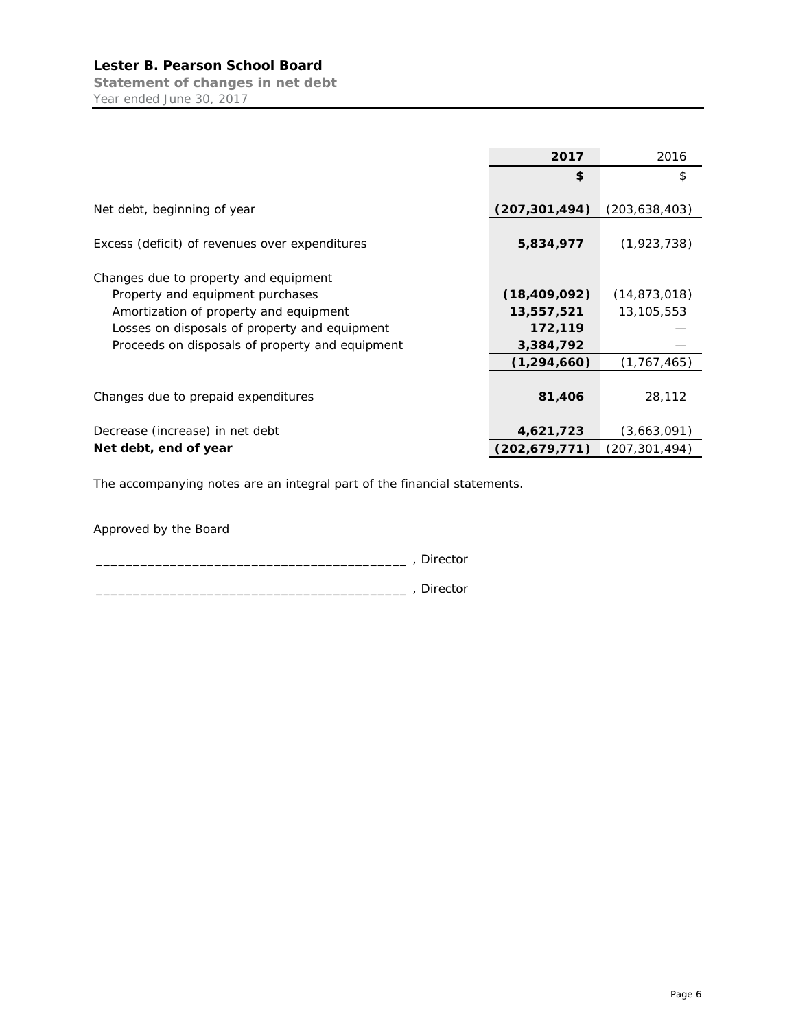## Lester B. Pearson School Board

**Statement of changes in net debt**

Year ended June 30, 2017

| | **2017** | 2016 |
|---|---|---|
| | **$** | $ |
| Net debt, beginning of year | **(207,301,494)** | (203,638,403) |
| Excess (deficit) of revenues over expenditures | **5,834,977** | (1,923,738) |
| Changes due to property and equipment | | |
| Property and equipment purchases | **(18,409,092)** | (14,873,018) |
| Amortization of property and equipment | **13,557,521** | 13,105,553 |
| Losses on disposals of property and equipment | **172,119** | — |
| Proceeds on disposals of property and equipment | **3,384,792** | — |
| | **(1,294,660)** | (1,767,465) |
| Changes due to prepaid expenditures | **81,406** | 28,112 |
| Decrease (increase) in net debt | **4,621,723** | (3,663,091) |
| **Net debt, end of year** | **(202,679,771)** | (207,301,494) |

The accompanying notes are an integral part of the financial statements.

Approved by the Board

________________________________________ , Director

________________________________________ , Director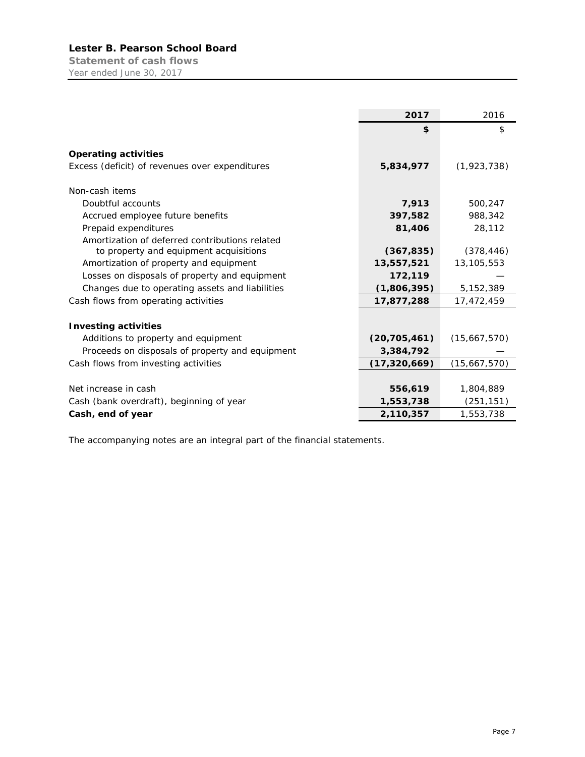# Lester B. Pearson School Board

**Statement of cash flows**

Year ended June 30, 2017

| | 2017 | 2016 |
|---|---|---|
| | $ | $ |
| **Operating activities** | | |
| Excess (deficit) of revenues over expenditures | **5,834,977** | (1,923,738) |
| Non-cash items | | |
| Doubtful accounts | **7,913** | 500,247 |
| Accrued employee future benefits | **397,582** | 988,342 |
| Prepaid expenditures | **81,406** | 28,112 |
| Amortization of deferred contributions related to property and equipment acquisitions | **(367,835)** | (378,446) |
| Amortization of property and equipment | **13,557,521** | 13,105,553 |
| Losses on disposals of property and equipment | **172,119** | — |
| Changes due to operating assets and liabilities | **(1,806,395)** | 5,152,389 |
| Cash flows from operating activities | **17,877,288** | 17,472,459 |
| **Investing activities** | | |
| Additions to property and equipment | **(20,705,461)** | (15,667,570) |
| Proceeds on disposals of property and equipment | **3,384,792** | — |
| Cash flows from investing activities | **(17,320,669)** | (15,667,570) |
| Net increase in cash | **556,619** | 1,804,889 |
| Cash (bank overdraft), beginning of year | **1,553,738** | (251,151) |
| **Cash, end of year** | **2,110,357** | 1,553,738 |

The accompanying notes are an integral part of the financial statements.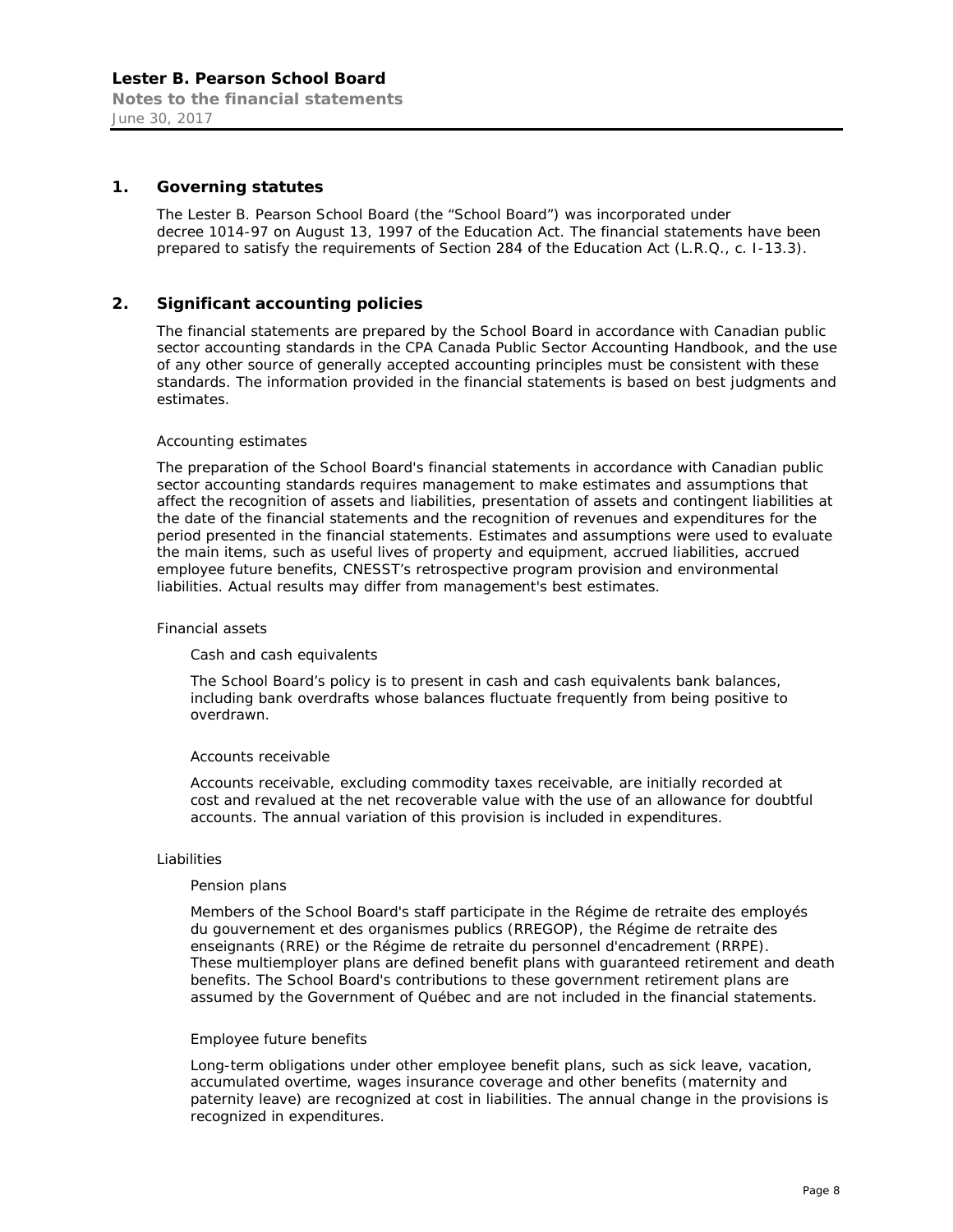## 1. Governing statutes

The Lester B. Pearson School Board (the "School Board") was incorporated under decree 1014-97 on August 13, 1997 of the Education Act. The financial statements have been prepared to satisfy the requirements of Section 284 of the Education Act (L.R.Q., c. I-13.3).

## 2. Significant accounting policies

The financial statements are prepared by the School Board in accordance with Canadian public sector accounting standards in the CPA Canada Public Sector Accounting Handbook, and the use of any other source of generally accepted accounting principles must be consistent with these standards. The information provided in the financial statements is based on best judgments and estimates.

### Accounting estimates

The preparation of the School Board's financial statements in accordance with Canadian public sector accounting standards requires management to make estimates and assumptions that affect the recognition of assets and liabilities, presentation of assets and contingent liabilities at the date of the financial statements and the recognition of revenues and expenditures for the period presented in the financial statements. Estimates and assumptions were used to evaluate the main items, such as useful lives of property and equipment, accrued liabilities, accrued employee future benefits, CNESST's retrospective program provision and environmental liabilities. Actual results may differ from management's best estimates.

### Financial assets

#### Cash and cash equivalents

The School Board's policy is to present in cash and cash equivalents bank balances, including bank overdrafts whose balances fluctuate frequently from being positive to overdrawn.

#### Accounts receivable

Accounts receivable, excluding commodity taxes receivable, are initially recorded at cost and revalued at the net recoverable value with the use of an allowance for doubtful accounts. The annual variation of this provision is included in expenditures.

### Liabilities

#### Pension plans

Members of the School Board's staff participate in the Régime de retraite des employés du gouvernement et des organismes publics (RREGOP), the Régime de retraite des enseignants (RRE) or the Régime de retraite du personnel d'encadrement (RRPE). These multiemployer plans are defined benefit plans with guaranteed retirement and death benefits. The School Board's contributions to these government retirement plans are assumed by the Government of Québec and are not included in the financial statements.

#### Employee future benefits

Long-term obligations under other employee benefit plans, such as sick leave, vacation, accumulated overtime, wages insurance coverage and other benefits (maternity and paternity leave) are recognized at cost in liabilities. The annual change in the provisions is recognized in expenditures.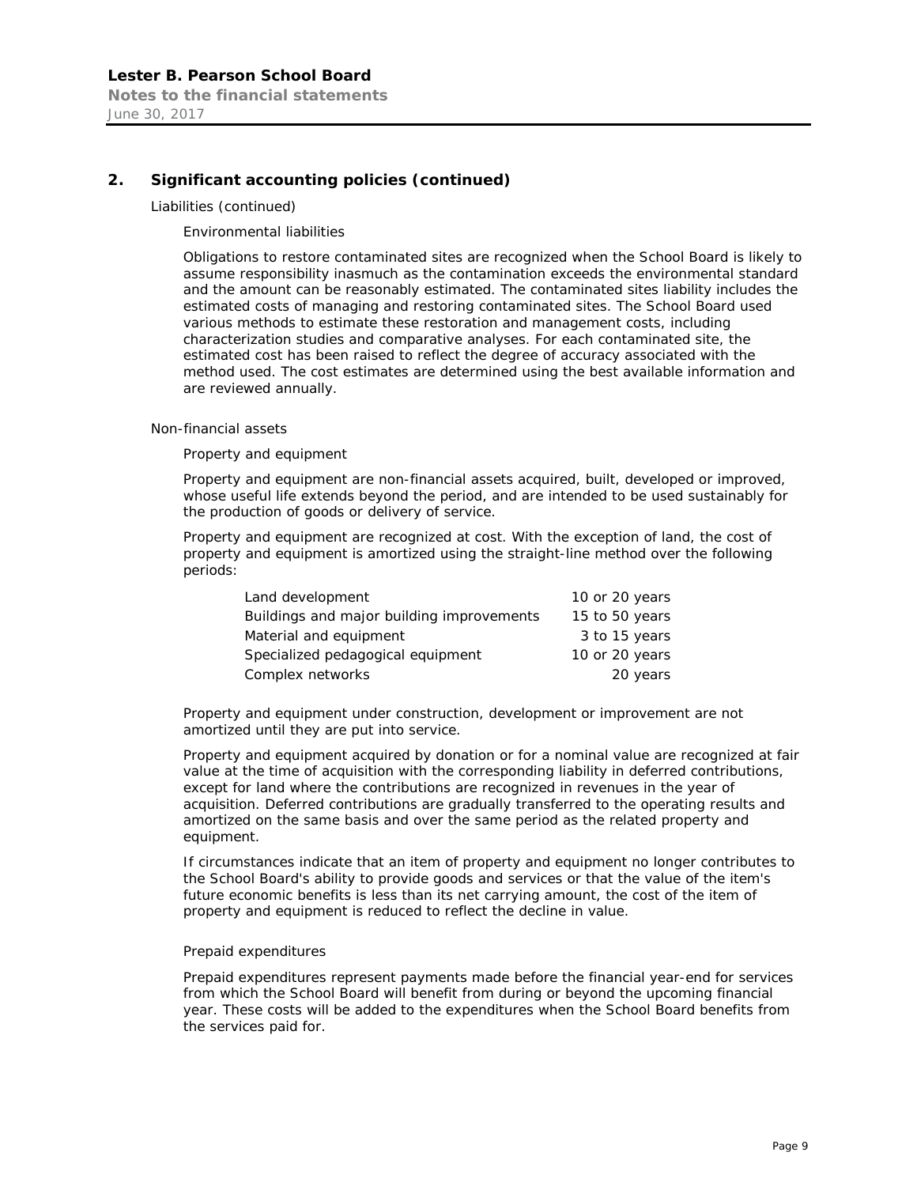## 2. Significant accounting policies (continued)

Liabilities (continued)

Environmental liabilities

Obligations to restore contaminated sites are recognized when the School Board is likely to assume responsibility inasmuch as the contamination exceeds the environmental standard and the amount can be reasonably estimated. The contaminated sites liability includes the estimated costs of managing and restoring contaminated sites. The School Board used various methods to estimate these restoration and management costs, including characterization studies and comparative analyses. For each contaminated site, the estimated cost has been raised to reflect the degree of accuracy associated with the method used. The cost estimates are determined using the best available information and are reviewed annually.

Non-financial assets

Property and equipment

Property and equipment are non-financial assets acquired, built, developed or improved, whose useful life extends beyond the period, and are intended to be used sustainably for the production of goods or delivery of service.

Property and equipment are recognized at cost. With the exception of land, the cost of property and equipment is amortized using the straight-line method over the following periods:

| | |
|---|---|
| Land development | 10 or 20 years |
| Buildings and major building improvements | 15 to 50 years |
| Material and equipment | 3 to 15 years |
| Specialized pedagogical equipment | 10 or 20 years |
| Complex networks | 20 years |

Property and equipment under construction, development or improvement are not amortized until they are put into service.

Property and equipment acquired by donation or for a nominal value are recognized at fair value at the time of acquisition with the corresponding liability in deferred contributions, except for land where the contributions are recognized in revenues in the year of acquisition. Deferred contributions are gradually transferred to the operating results and amortized on the same basis and over the same period as the related property and equipment.

If circumstances indicate that an item of property and equipment no longer contributes to the School Board's ability to provide goods and services or that the value of the item's future economic benefits is less than its net carrying amount, the cost of the item of property and equipment is reduced to reflect the decline in value.

Prepaid expenditures

Prepaid expenditures represent payments made before the financial year-end for services from which the School Board will benefit from during or beyond the upcoming financial year. These costs will be added to the expenditures when the School Board benefits from the services paid for.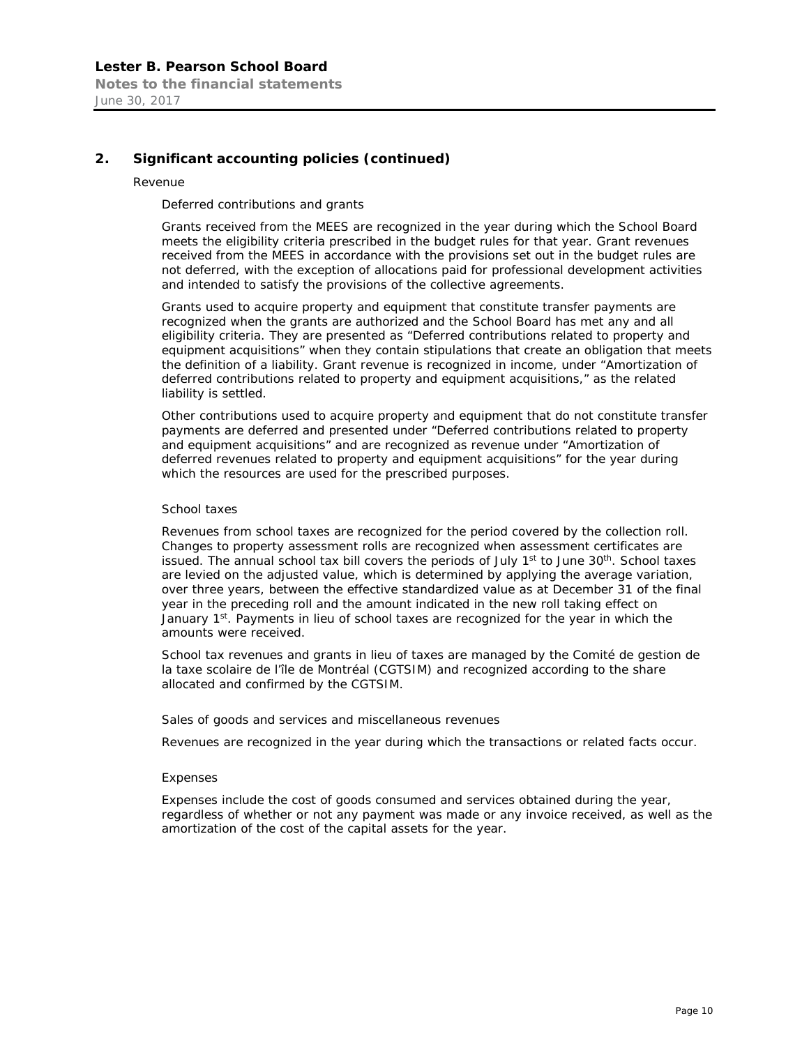## 2. Significant accounting policies (continued)

### Revenue

#### Deferred contributions and grants

Grants received from the MEES are recognized in the year during which the School Board meets the eligibility criteria prescribed in the budget rules for that year. Grant revenues received from the MEES in accordance with the provisions set out in the budget rules are not deferred, with the exception of allocations paid for professional development activities and intended to satisfy the provisions of the collective agreements.

Grants used to acquire property and equipment that constitute transfer payments are recognized when the grants are authorized and the School Board has met any and all eligibility criteria. They are presented as "Deferred contributions related to property and equipment acquisitions" when they contain stipulations that create an obligation that meets the definition of a liability. Grant revenue is recognized in income, under "Amortization of deferred contributions related to property and equipment acquisitions," as the related liability is settled.

Other contributions used to acquire property and equipment that do not constitute transfer payments are deferred and presented under "Deferred contributions related to property and equipment acquisitions" and are recognized as revenue under "Amortization of deferred revenues related to property and equipment acquisitions" for the year during which the resources are used for the prescribed purposes.

#### School taxes

Revenues from school taxes are recognized for the period covered by the collection roll. Changes to property assessment rolls are recognized when assessment certificates are issued. The annual school tax bill covers the periods of July 1st to June 30th. School taxes are levied on the adjusted value, which is determined by applying the average variation, over three years, between the effective standardized value as at December 31 of the final year in the preceding roll and the amount indicated in the new roll taking effect on January 1st. Payments in lieu of school taxes are recognized for the year in which the amounts were received.

School tax revenues and grants in lieu of taxes are managed by the Comité de gestion de la taxe scolaire de l'île de Montréal (CGTSIM) and recognized according to the share allocated and confirmed by the CGTSIM.

#### Sales of goods and services and miscellaneous revenues

Revenues are recognized in the year during which the transactions or related facts occur.

### Expenses

Expenses include the cost of goods consumed and services obtained during the year, regardless of whether or not any payment was made or any invoice received, as well as the amortization of the cost of the capital assets for the year.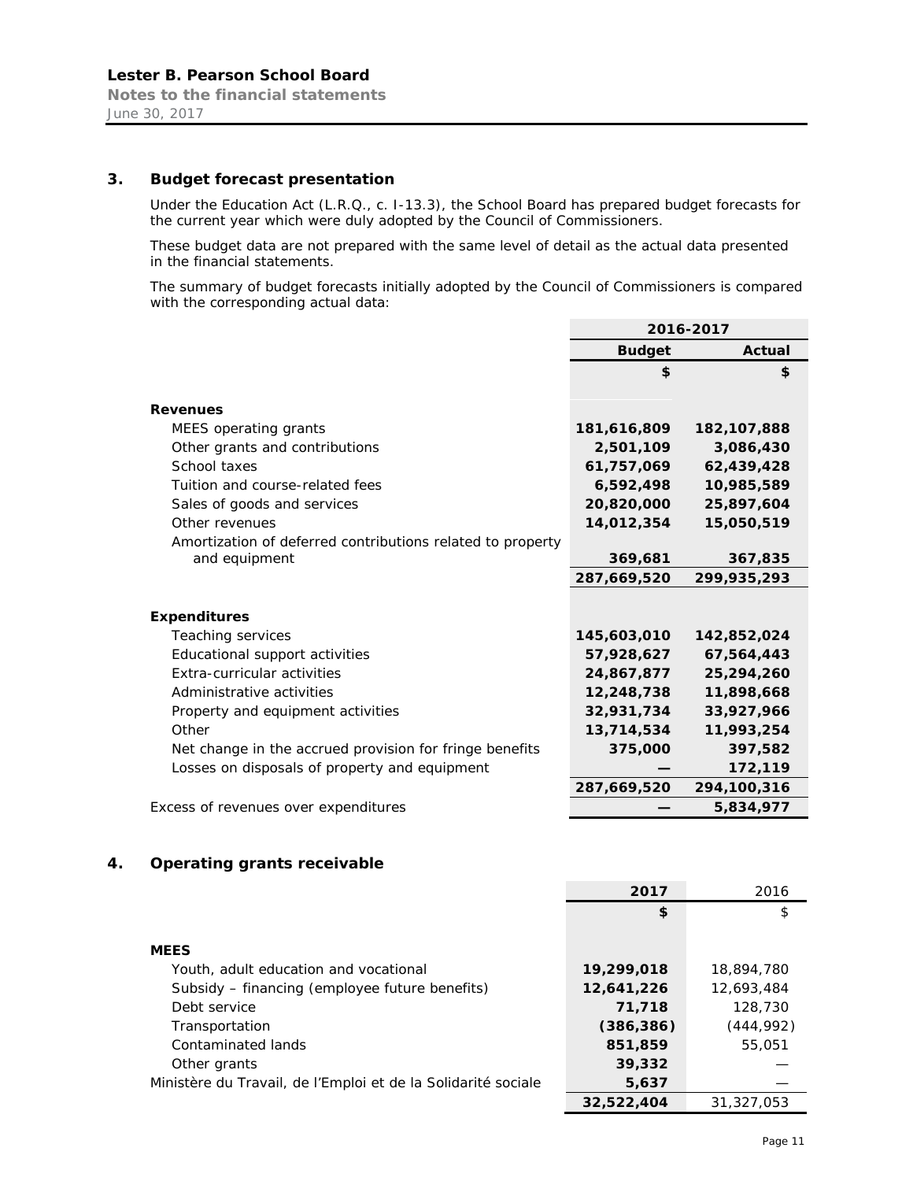## 3. Budget forecast presentation

Under the Education Act (L.R.Q., c. I-13.3), the School Board has prepared budget forecasts for the current year which were duly adopted by the Council of Commissioners.

These budget data are not prepared with the same level of detail as the actual data presented in the financial statements.

The summary of budget forecasts initially adopted by the Council of Commissioners is compared with the corresponding actual data:

| | 2016-2017 | |
|---|---|---|
| | **Budget** | **Actual** |
| | **$** | **$** |
| **Revenues** | | |
| MEES operating grants | **181,616,809** | **182,107,888** |
| Other grants and contributions | **2,501,109** | **3,086,430** |
| School taxes | **61,757,069** | **62,439,428** |
| Tuition and course-related fees | **6,592,498** | **10,985,589** |
| Sales of goods and services | **20,820,000** | **25,897,604** |
| Other revenues | **14,012,354** | **15,050,519** |
| Amortization of deferred contributions related to property and equipment | **369,681** | **367,835** |
| | **287,669,520** | **299,935,293** |
| **Expenditures** | | |
| Teaching services | **145,603,010** | **142,852,024** |
| Educational support activities | **57,928,627** | **67,564,443** |
| Extra-curricular activities | **24,867,877** | **25,294,260** |
| Administrative activities | **12,248,738** | **11,898,668** |
| Property and equipment activities | **32,931,734** | **33,927,966** |
| Other | **13,714,534** | **11,993,254** |
| Net change in the accrued provision for fringe benefits | **375,000** | **397,582** |
| Losses on disposals of property and equipment | **—** | **172,119** |
| | **287,669,520** | **294,100,316** |
| Excess of revenues over expenditures | **—** | **5,834,977** |

## 4. Operating grants receivable

| | **2017** | 2016 |
|---|---|---|
| | **$** | $ |
| **MEES** | | |
| Youth, adult education and vocational | **19,299,018** | 18,894,780 |
| Subsidy – financing (employee future benefits) | **12,641,226** | 12,693,484 |
| Debt service | **71,718** | 128,730 |
| Transportation | **(386,386)** | (444,992) |
| Contaminated lands | **851,859** | 55,051 |
| Other grants | **39,332** | — |
| Ministère du Travail, de l'Emploi et de la Solidarité sociale | **5,637** | — |
| | **32,522,404** | 31,327,053 |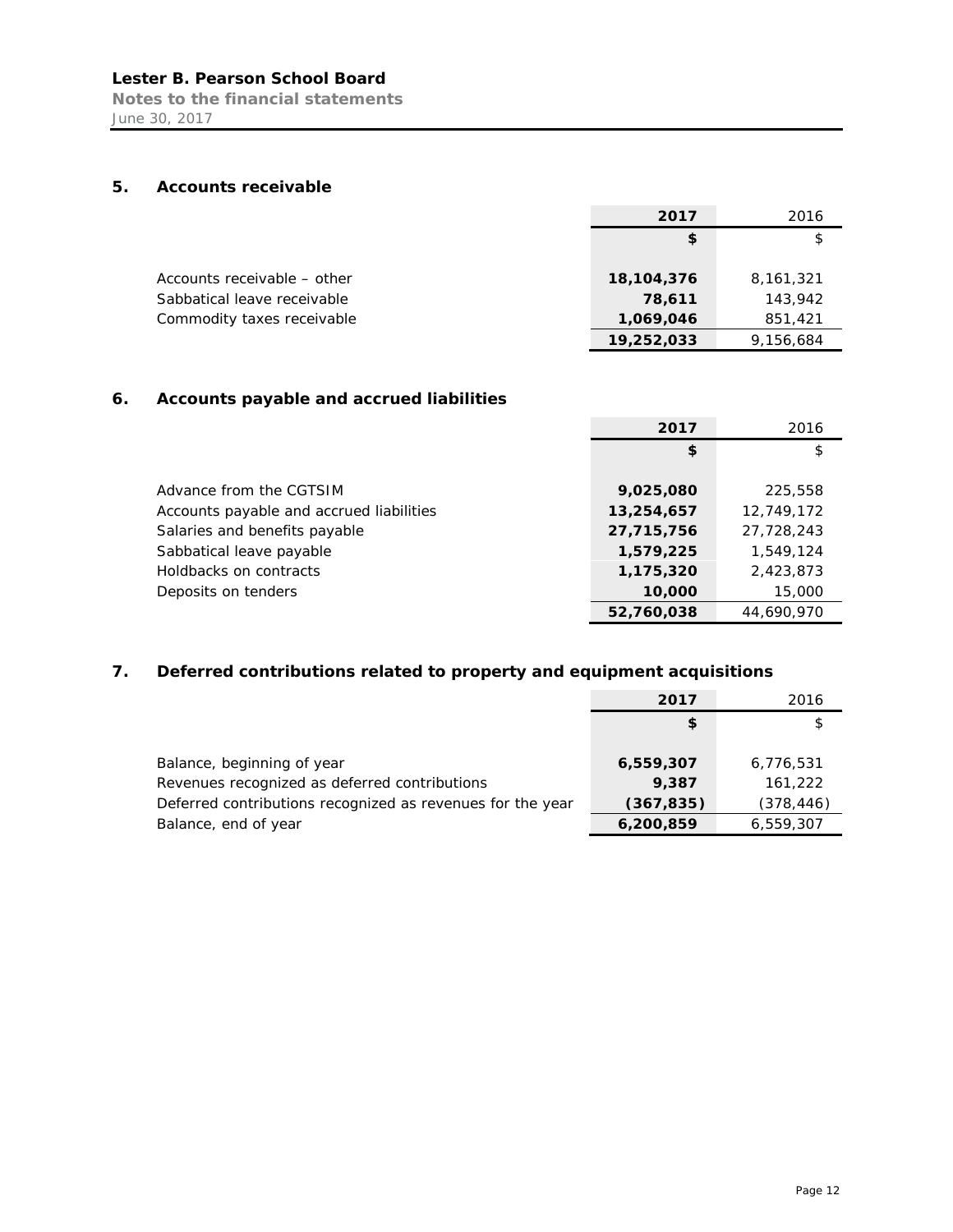## 5. Accounts receivable

| | 2017 | 2016 |
|---|---|---|
| | **$** | $ |
| Accounts receivable – other | **18,104,376** | 8,161,321 |
| Sabbatical leave receivable | **78,611** | 143,942 |
| Commodity taxes receivable | **1,069,046** | 851,421 |
| | **19,252,033** | 9,156,684 |

## 6. Accounts payable and accrued liabilities

| | 2017 | 2016 |
|---|---|---|
| | **$** | $ |
| Advance from the CGTSIM | **9,025,080** | 225,558 |
| Accounts payable and accrued liabilities | **13,254,657** | 12,749,172 |
| Salaries and benefits payable | **27,715,756** | 27,728,243 |
| Sabbatical leave payable | **1,579,225** | 1,549,124 |
| Holdbacks on contracts | **1,175,320** | 2,423,873 |
| Deposits on tenders | **10,000** | 15,000 |
| | **52,760,038** | 44,690,970 |

## 7. Deferred contributions related to property and equipment acquisitions

| | 2017 | 2016 |
|---|---|---|
| | **$** | $ |
| Balance, beginning of year | **6,559,307** | 6,776,531 |
| Revenues recognized as deferred contributions | **9,387** | 161,222 |
| Deferred contributions recognized as revenues for the year | **(367,835)** | (378,446) |
| Balance, end of year | **6,200,859** | 6,559,307 |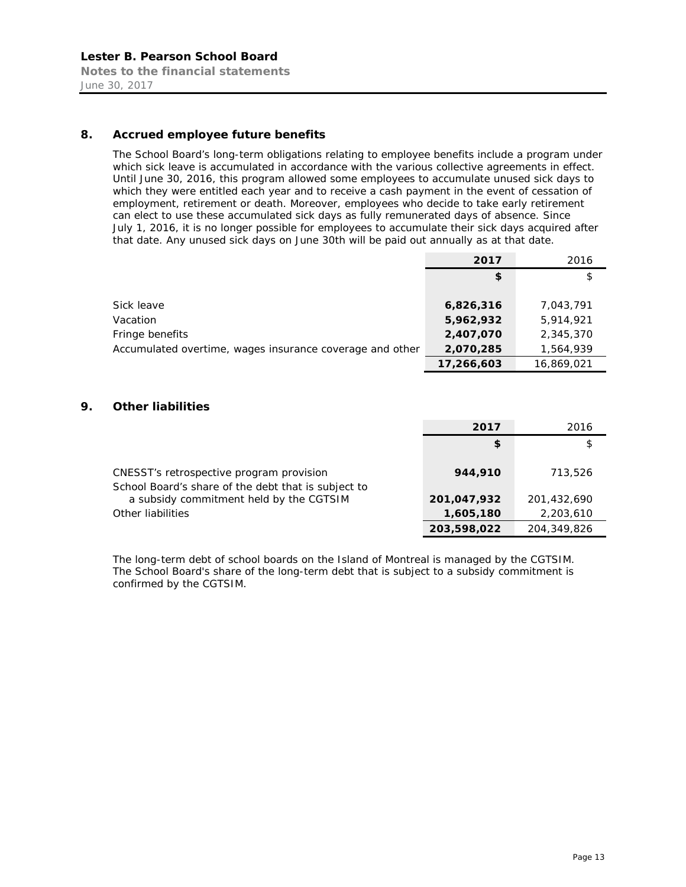## 8. Accrued employee future benefits

The School Board's long-term obligations relating to employee benefits include a program under which sick leave is accumulated in accordance with the various collective agreements in effect. Until June 30, 2016, this program allowed some employees to accumulate unused sick days to which they were entitled each year and to receive a cash payment in the event of cessation of employment, retirement or death. Moreover, employees who decide to take early retirement can elect to use these accumulated sick days as fully remunerated days of absence. Since July 1, 2016, it is no longer possible for employees to accumulate their sick days acquired after that date. Any unused sick days on June 30th will be paid out annually as at that date.

| | **2017** | 2016 |
|---|---|---|
| | **$** | $ |
| Sick leave | **6,826,316** | 7,043,791 |
| Vacation | **5,962,932** | 5,914,921 |
| Fringe benefits | **2,407,070** | 2,345,370 |
| Accumulated overtime, wages insurance coverage and other | **2,070,285** | 1,564,939 |
| | **17,266,603** | 16,869,021 |

## 9. Other liabilities

| | **2017** | 2016 |
|---|---|---|
| | **$** | $ |
| CNESST's retrospective program provision | **944,910** | 713,526 |
| School Board's share of the debt that is subject to a subsidy commitment held by the CGTSIM | **201,047,932** | 201,432,690 |
| Other liabilities | **1,605,180** | 2,203,610 |
| | **203,598,022** | 204,349,826 |

The long-term debt of school boards on the Island of Montreal is managed by the CGTSIM. The School Board's share of the long-term debt that is subject to a subsidy commitment is confirmed by the CGTSIM.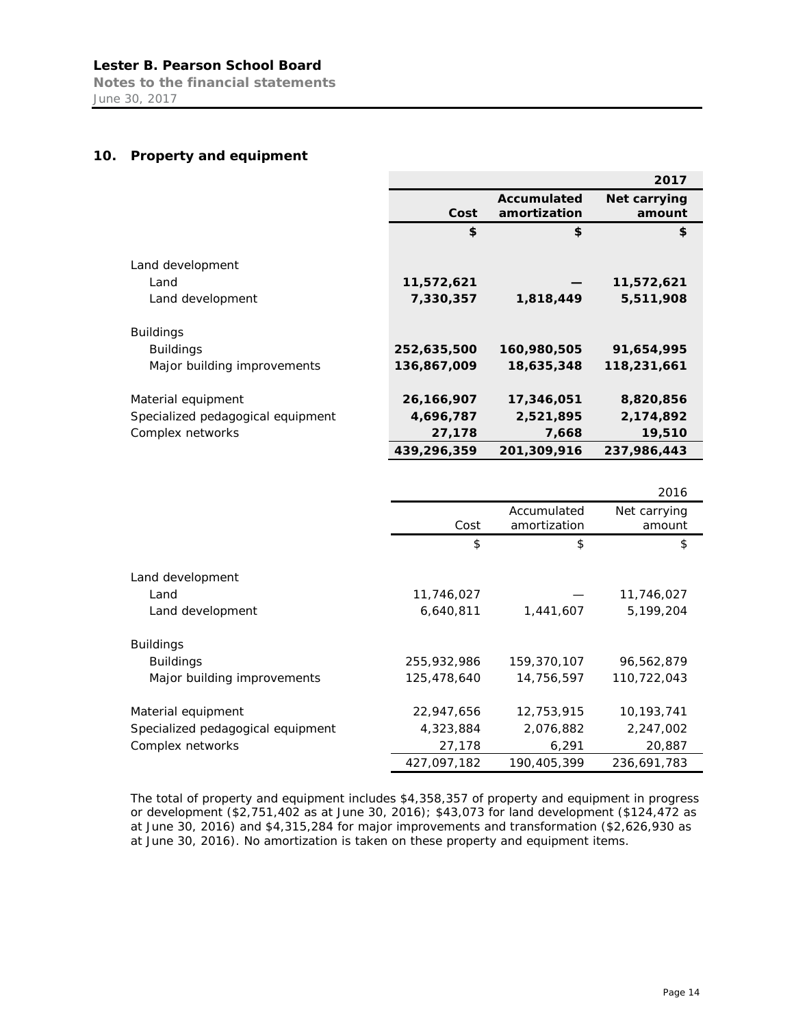## 10. Property and equipment

| | | | 2017 |
|---|---|---|---|
| | Cost | Accumulated amortization | Net carrying amount |
| | $ | $ | $ |
| Land development | | | |
| Land | 11,572,621 | — | 11,572,621 |
| Land development | 7,330,357 | 1,818,449 | 5,511,908 |
| Buildings | | | |
| Buildings | 252,635,500 | 160,980,505 | 91,654,995 |
| Major building improvements | 136,867,009 | 18,635,348 | 118,231,661 |
| Material equipment | 26,166,907 | 17,346,051 | 8,820,856 |
| Specialized pedagogical equipment | 4,696,787 | 2,521,895 | 2,174,892 |
| Complex networks | 27,178 | 7,668 | 19,510 |
| | 439,296,359 | 201,309,916 | 237,986,443 |

| | | | 2016 |
|---|---|---|---|
| | Cost | Accumulated amortization | Net carrying amount |
| | $ | $ | $ |
| Land development | | | |
| Land | 11,746,027 | — | 11,746,027 |
| Land development | 6,640,811 | 1,441,607 | 5,199,204 |
| Buildings | | | |
| Buildings | 255,932,986 | 159,370,107 | 96,562,879 |
| Major building improvements | 125,478,640 | 14,756,597 | 110,722,043 |
| Material equipment | 22,947,656 | 12,753,915 | 10,193,741 |
| Specialized pedagogical equipment | 4,323,884 | 2,076,882 | 2,247,002 |
| Complex networks | 27,178 | 6,291 | 20,887 |
| | 427,097,182 | 190,405,399 | 236,691,783 |

The total of property and equipment includes $4,358,357 of property and equipment in progress or development ($2,751,402 as at June 30, 2016); $43,073 for land development ($124,472 as at June 30, 2016) and $4,315,284 for major improvements and transformation ($2,626,930 as at June 30, 2016). No amortization is taken on these property and equipment items.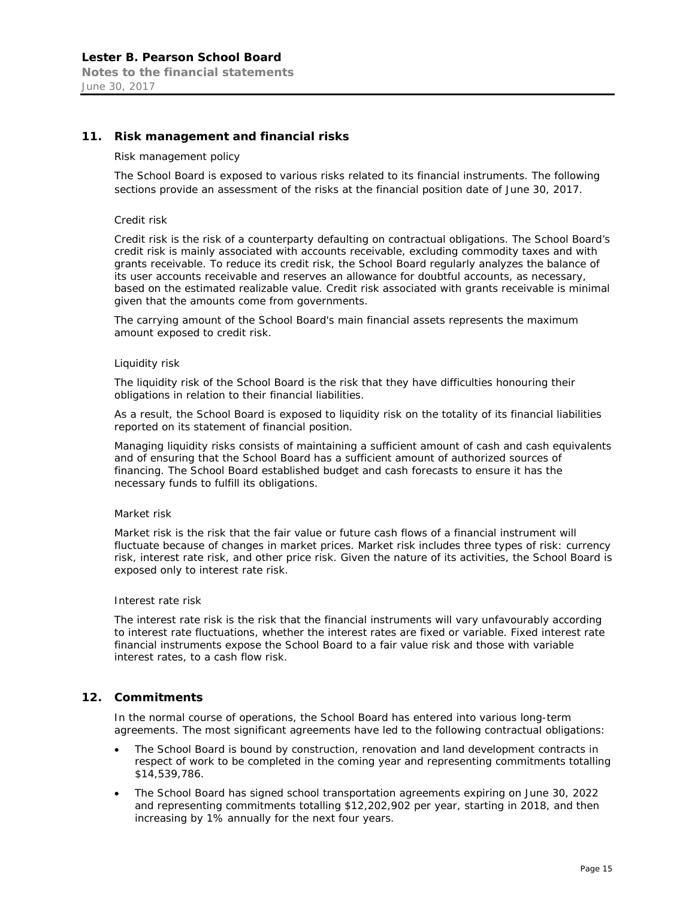## 11. Risk management and financial risks

Risk management policy

The School Board is exposed to various risks related to its financial instruments. The following sections provide an assessment of the risks at the financial position date of June 30, 2017.

Credit risk

Credit risk is the risk of a counterparty defaulting on contractual obligations. The School Board's credit risk is mainly associated with accounts receivable, excluding commodity taxes and with grants receivable. To reduce its credit risk, the School Board regularly analyzes the balance of its user accounts receivable and reserves an allowance for doubtful accounts, as necessary, based on the estimated realizable value. Credit risk associated with grants receivable is minimal given that the amounts come from governments.

The carrying amount of the School Board's main financial assets represents the maximum amount exposed to credit risk.

Liquidity risk

The liquidity risk of the School Board is the risk that they have difficulties honouring their obligations in relation to their financial liabilities.

As a result, the School Board is exposed to liquidity risk on the totality of its financial liabilities reported on its statement of financial position.

Managing liquidity risks consists of maintaining a sufficient amount of cash and cash equivalents and of ensuring that the School Board has a sufficient amount of authorized sources of financing. The School Board established budget and cash forecasts to ensure it has the necessary funds to fulfill its obligations.

Market risk

Market risk is the risk that the fair value or future cash flows of a financial instrument will fluctuate because of changes in market prices. Market risk includes three types of risk: currency risk, interest rate risk, and other price risk. Given the nature of its activities, the School Board is exposed only to interest rate risk.

Interest rate risk

The interest rate risk is the risk that the financial instruments will vary unfavourably according to interest rate fluctuations, whether the interest rates are fixed or variable. Fixed interest rate financial instruments expose the School Board to a fair value risk and those with variable interest rates, to a cash flow risk.

## 12. Commitments

In the normal course of operations, the School Board has entered into various long-term agreements. The most significant agreements have led to the following contractual obligations:

- The School Board is bound by construction, renovation and land development contracts in respect of work to be completed in the coming year and representing commitments totalling $14,539,786.
- The School Board has signed school transportation agreements expiring on June 30, 2022 and representing commitments totalling $12,202,902 per year, starting in 2018, and then increasing by 1% annually for the next four years.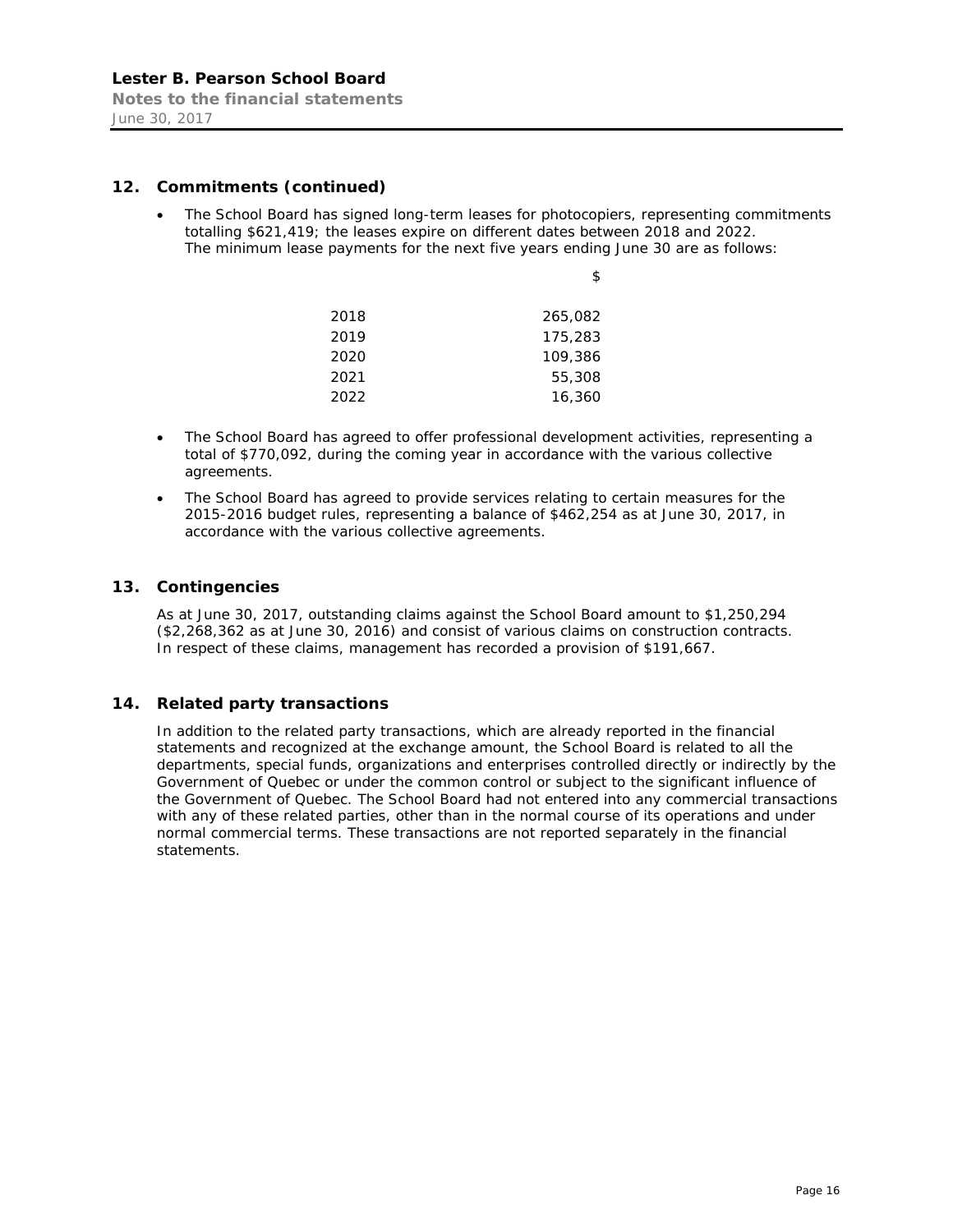## 12. Commitments (continued)

- The School Board has signed long-term leases for photocopiers, representing commitments totalling $621,419; the leases expire on different dates between 2018 and 2022. The minimum lease payments for the next five years ending June 30 are as follows:

| | $ |
|---|---|
| 2018 | 265,082 |
| 2019 | 175,283 |
| 2020 | 109,386 |
| 2021 | 55,308 |
| 2022 | 16,360 |

- The School Board has agreed to offer professional development activities, representing a total of $770,092, during the coming year in accordance with the various collective agreements.

- The School Board has agreed to provide services relating to certain measures for the 2015-2016 budget rules, representing a balance of $462,254 as at June 30, 2017, in accordance with the various collective agreements.

## 13. Contingencies

As at June 30, 2017, outstanding claims against the School Board amount to $1,250,294 ($2,268,362 as at June 30, 2016) and consist of various claims on construction contracts. In respect of these claims, management has recorded a provision of $191,667.

## 14. Related party transactions

In addition to the related party transactions, which are already reported in the financial statements and recognized at the exchange amount, the School Board is related to all the departments, special funds, organizations and enterprises controlled directly or indirectly by the Government of Quebec or under the common control or subject to the significant influence of the Government of Quebec. The School Board had not entered into any commercial transactions with any of these related parties, other than in the normal course of its operations and under normal commercial terms. These transactions are not reported separately in the financial statements.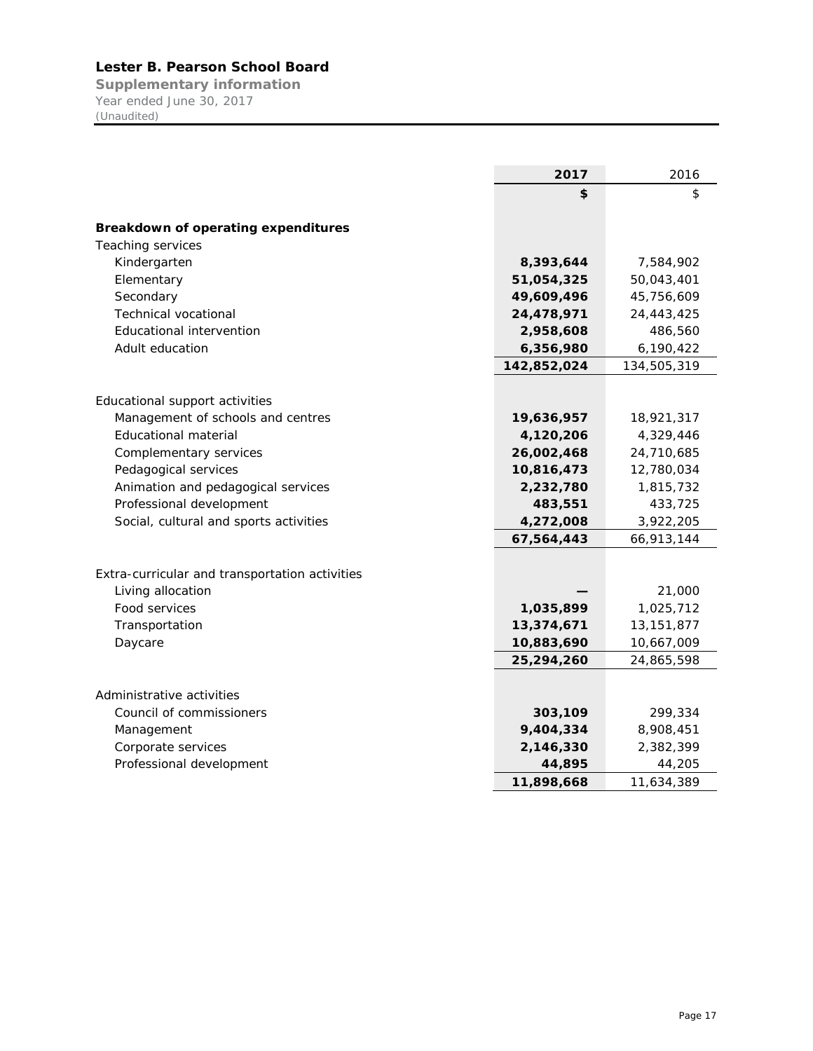**Lester B. Pearson School Board**
**Supplementary information**
Year ended June 30, 2017
*(Unaudited)*

| | **2017** | 2016 |
|---|---|---|
| | **$** | $ |
| **Breakdown of operating expenditures** | | |
| Teaching services | | |
| Kindergarten | **8,393,644** | 7,584,902 |
| Elementary | **51,054,325** | 50,043,401 |
| Secondary | **49,609,496** | 45,756,609 |
| Technical vocational | **24,478,971** | 24,443,425 |
| Educational intervention | **2,958,608** | 486,560 |
| Adult education | **6,356,980** | 6,190,422 |
| | **142,852,024** | 134,505,319 |
| Educational support activities | | |
| Management of schools and centres | **19,636,957** | 18,921,317 |
| Educational material | **4,120,206** | 4,329,446 |
| Complementary services | **26,002,468** | 24,710,685 |
| Pedagogical services | **10,816,473** | 12,780,034 |
| Animation and pedagogical services | **2,232,780** | 1,815,732 |
| Professional development | **483,551** | 433,725 |
| Social, cultural and sports activities | **4,272,008** | 3,922,205 |
| | **67,564,443** | 66,913,144 |
| Extra-curricular and transportation activities | | |
| Living allocation | **—** | 21,000 |
| Food services | **1,035,899** | 1,025,712 |
| Transportation | **13,374,671** | 13,151,877 |
| Daycare | **10,883,690** | 10,667,009 |
| | **25,294,260** | 24,865,598 |
| Administrative activities | | |
| Council of commissioners | **303,109** | 299,334 |
| Management | **9,404,334** | 8,908,451 |
| Corporate services | **2,146,330** | 2,382,399 |
| Professional development | **44,895** | 44,205 |
| | **11,898,668** | 11,634,389 |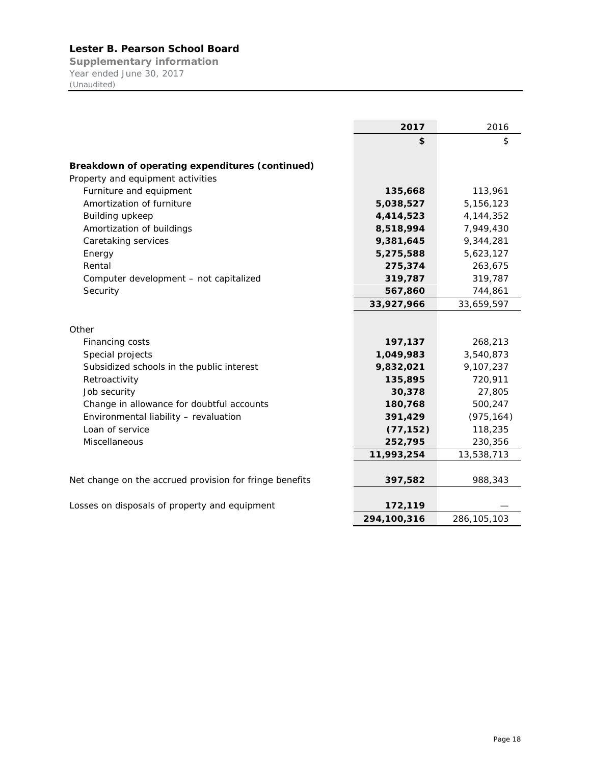# Lester B. Pearson School Board

**Supplementary information**
Year ended June 30, 2017
*(Unaudited)*

| | 2017 | 2016 |
|---|---|---|
| | **$** | $ |
| **Breakdown of operating expenditures (continued)** | | |
| Property and equipment activities | | |
| Furniture and equipment | **135,668** | 113,961 |
| Amortization of furniture | **5,038,527** | 5,156,123 |
| Building upkeep | **4,414,523** | 4,144,352 |
| Amortization of buildings | **8,518,994** | 7,949,430 |
| Caretaking services | **9,381,645** | 9,344,281 |
| Energy | **5,275,588** | 5,623,127 |
| Rental | **275,374** | 263,675 |
| Computer development – not capitalized | **319,787** | 319,787 |
| Security | **567,860** | 744,861 |
| | **33,927,966** | 33,659,597 |
| Other | | |
| Financing costs | **197,137** | 268,213 |
| Special projects | **1,049,983** | 3,540,873 |
| Subsidized schools in the public interest | **9,832,021** | 9,107,237 |
| Retroactivity | **135,895** | 720,911 |
| Job security | **30,378** | 27,805 |
| Change in allowance for doubtful accounts | **180,768** | 500,247 |
| Environmental liability – revaluation | **391,429** | (975,164) |
| Loan of service | **(77,152)** | 118,235 |
| Miscellaneous | **252,795** | 230,356 |
| | **11,993,254** | 13,538,713 |
| Net change on the accrued provision for fringe benefits | **397,582** | 988,343 |
| Losses on disposals of property and equipment | **172,119** | — |
| | **294,100,316** | 286,105,103 |